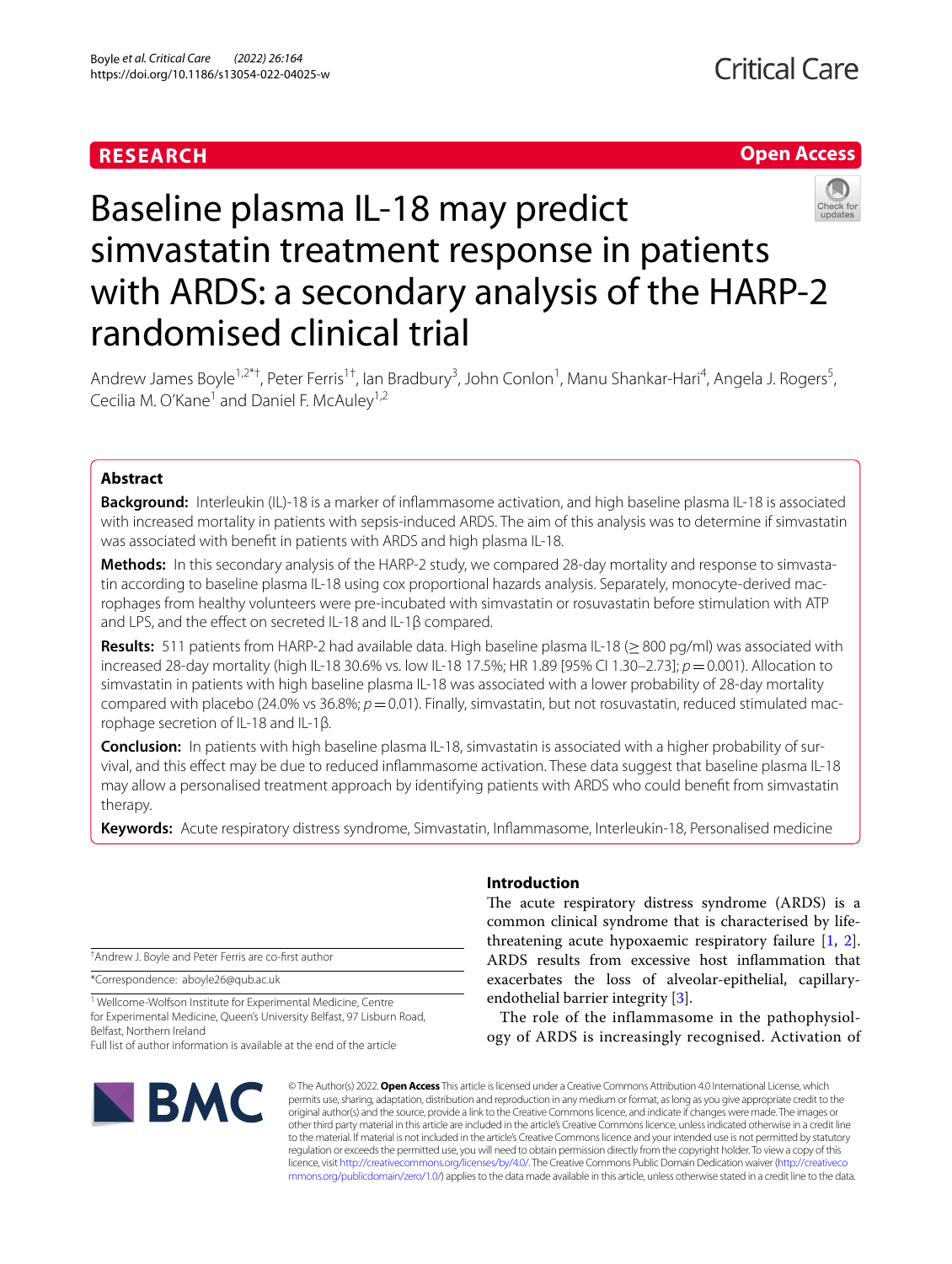**RESEARCH** **Open Access**

# Baseline plasma IL-18 may predict simvastatin treatment response in patients with ARDS: a secondary analysis of the HARP-2 randomised clinical trial

Andrew James Boyle[1,2*†], Peter Ferris[1†], Ian Bradbury[3], John Conlon[1], Manu Shankar-Hari[4], Angela J. Rogers[5], Cecilia M. O'Kane[1] and Daniel F. McAuley[1,2]

## Abstract

**Background:** Interleukin (IL)-18 is a marker of inflammasome activation, and high baseline plasma IL-18 is associated with increased mortality in patients with sepsis-induced ARDS. The aim of this analysis was to determine if simvastatin was associated with benefit in patients with ARDS and high plasma IL-18.

**Methods:** In this secondary analysis of the HARP-2 study, we compared 28-day mortality and response to simvastatin according to baseline plasma IL-18 using cox proportional hazards analysis. Separately, monocyte-derived macrophages from healthy volunteers were pre-incubated with simvastatin or rosuvastatin before stimulation with ATP and LPS, and the effect on secreted IL-18 and IL-1β compared.

**Results:** 511 patients from HARP-2 had available data. High baseline plasma IL-18 (≥ 800 pg/ml) was associated with increased 28-day mortality (high IL-18 30.6% vs. low IL-18 17.5%; HR 1.89 [95% CI 1.30–2.73]; $p = 0.001$). Allocation to simvastatin in patients with high baseline plasma IL-18 was associated with a lower probability of 28-day mortality compared with placebo (24.0% vs 36.8%; $p = 0.01$). Finally, simvastatin, but not rosuvastatin, reduced stimulated macrophage secretion of IL-18 and IL-1β.

**Conclusion:** In patients with high baseline plasma IL-18, simvastatin is associated with a higher probability of survival, and this effect may be due to reduced inflammasome activation. These data suggest that baseline plasma IL-18 may allow a personalised treatment approach by identifying patients with ARDS who could benefit from simvastatin therapy.

**Keywords:** Acute respiratory distress syndrome, Simvastatin, Inflammasome, Interleukin-18, Personalised medicine

## Introduction

The acute respiratory distress syndrome (ARDS) is a common clinical syndrome that is characterised by life-threatening acute hypoxaemic respiratory failure [1, 2]. ARDS results from excessive host inflammation that exacerbates the loss of alveolar-epithelial, capillary-endothelial barrier integrity [3].

The role of the inflammasome in the pathophysiology of ARDS is increasingly recognised. Activation of

†Andrew J. Boyle and Peter Ferris are co-first author

*Correspondence: aboyle26@qub.ac.uk

[1] Wellcome-Wolfson Institute for Experimental Medicine, Centre for Experimental Medicine, Queen's University Belfast, 97 Lisburn Road, Belfast, Northern Ireland

Full list of author information is available at the end of the article

© The Author(s) 2022. **Open Access** This article is licensed under a Creative Commons Attribution 4.0 International License, which permits use, sharing, adaptation, distribution and reproduction in any medium or format, as long as you give appropriate credit to the original author(s) and the source, provide a link to the Creative Commons licence, and indicate if changes were made. The images or other third party material in this article are included in the article's Creative Commons licence, unless indicated otherwise in a credit line to the material. If material is not included in the article's Creative Commons licence and your intended use is not permitted by statutory regulation or exceeds the permitted use, you will need to obtain permission directly from the copyright holder. To view a copy of this licence, visit http://creativecommons.org/licenses/by/4.0/. The Creative Commons Public Domain Dedication waiver (http://creativecommons.org/publicdomain/zero/1.0/) applies to the data made available in this article, unless otherwise stated in a credit line to the data.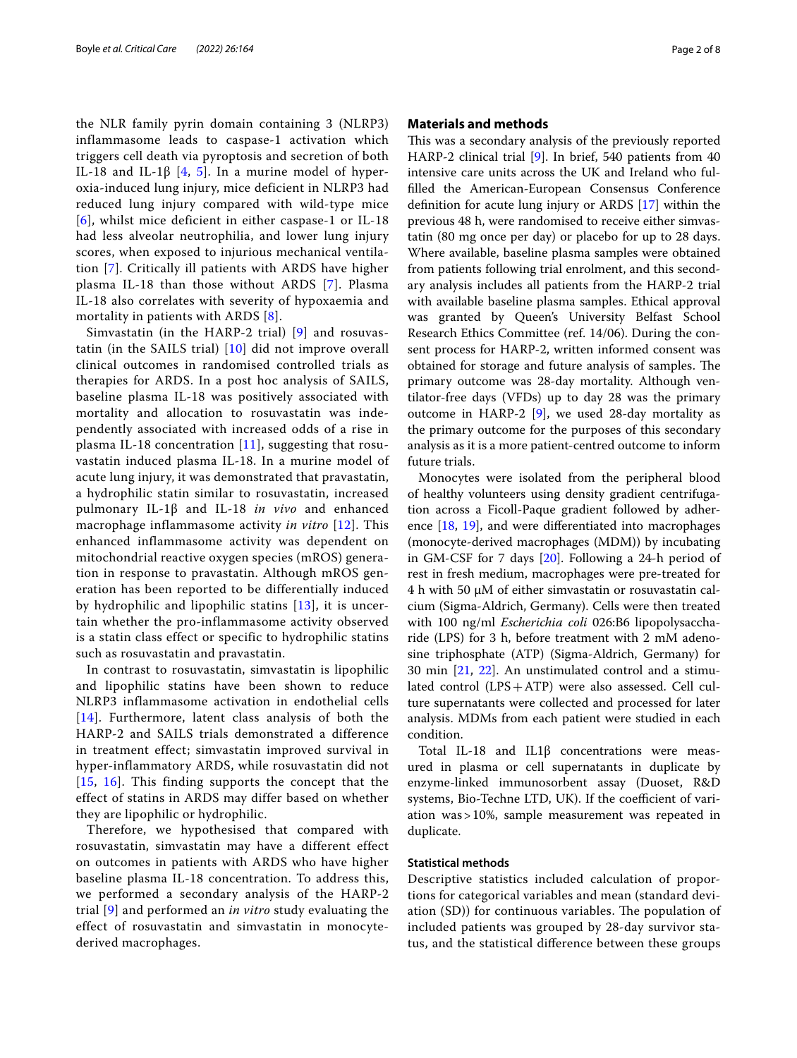the NLR family pyrin domain containing 3 (NLRP3) inflammasome leads to caspase-1 activation which triggers cell death via pyroptosis and secretion of both IL-18 and IL-1β [4, 5]. In a murine model of hyperoxia-induced lung injury, mice deficient in NLRP3 had reduced lung injury compared with wild-type mice [6], whilst mice deficient in either caspase-1 or IL-18 had less alveolar neutrophilia, and lower lung injury scores, when exposed to injurious mechanical ventilation [7]. Critically ill patients with ARDS have higher plasma IL-18 than those without ARDS [7]. Plasma IL-18 also correlates with severity of hypoxaemia and mortality in patients with ARDS [8].

Simvastatin (in the HARP-2 trial) [9] and rosuvastatin (in the SAILS trial) [10] did not improve overall clinical outcomes in randomised controlled trials as therapies for ARDS. In a post hoc analysis of SAILS, baseline plasma IL-18 was positively associated with mortality and allocation to rosuvastatin was independently associated with increased odds of a rise in plasma IL-18 concentration [11], suggesting that rosuvastatin induced plasma IL-18. In a murine model of acute lung injury, it was demonstrated that pravastatin, a hydrophilic statin similar to rosuvastatin, increased pulmonary IL-1β and IL-18 *in vivo* and enhanced macrophage inflammasome activity *in vitro* [12]. This enhanced inflammasome activity was dependent on mitochondrial reactive oxygen species (mROS) generation in response to pravastatin. Although mROS generation has been reported to be differentially induced by hydrophilic and lipophilic statins [13], it is uncertain whether the pro-inflammasome activity observed is a statin class effect or specific to hydrophilic statins such as rosuvastatin and pravastatin.

In contrast to rosuvastatin, simvastatin is lipophilic and lipophilic statins have been shown to reduce NLRP3 inflammasome activation in endothelial cells [14]. Furthermore, latent class analysis of both the HARP-2 and SAILS trials demonstrated a difference in treatment effect; simvastatin improved survival in hyper-inflammatory ARDS, while rosuvastatin did not [15, 16]. This finding supports the concept that the effect of statins in ARDS may differ based on whether they are lipophilic or hydrophilic.

Therefore, we hypothesised that compared with rosuvastatin, simvastatin may have a different effect on outcomes in patients with ARDS who have higher baseline plasma IL-18 concentration. To address this, we performed a secondary analysis of the HARP-2 trial [9] and performed an *in vitro* study evaluating the effect of rosuvastatin and simvastatin in monocyte-derived macrophages.

## Materials and methods

This was a secondary analysis of the previously reported HARP-2 clinical trial [9]. In brief, 540 patients from 40 intensive care units across the UK and Ireland who fulfilled the American-European Consensus Conference definition for acute lung injury or ARDS [17] within the previous 48 h, were randomised to receive either simvastatin (80 mg once per day) or placebo for up to 28 days. Where available, baseline plasma samples were obtained from patients following trial enrolment, and this secondary analysis includes all patients from the HARP-2 trial with available baseline plasma samples. Ethical approval was granted by Queen's University Belfast School Research Ethics Committee (ref. 14/06). During the consent process for HARP-2, written informed consent was obtained for storage and future analysis of samples. The primary outcome was 28-day mortality. Although ventilator-free days (VFDs) up to day 28 was the primary outcome in HARP-2 [9], we used 28-day mortality as the primary outcome for the purposes of this secondary analysis as it is a more patient-centred outcome to inform future trials.

Monocytes were isolated from the peripheral blood of healthy volunteers using density gradient centrifugation across a Ficoll-Paque gradient followed by adherence [18, 19], and were differentiated into macrophages (monocyte-derived macrophages (MDM)) by incubating in GM-CSF for 7 days [20]. Following a 24-h period of rest in fresh medium, macrophages were pre-treated for 4 h with 50 μM of either simvastatin or rosuvastatin calcium (Sigma-Aldrich, Germany). Cells were then treated with 100 ng/ml *Escherichia coli* 026:B6 lipopolysaccharide (LPS) for 3 h, before treatment with 2 mM adenosine triphosphate (ATP) (Sigma-Aldrich, Germany) for 30 min [21, 22]. An unstimulated control and a stimulated control (LPS + ATP) were also assessed. Cell culture supernatants were collected and processed for later analysis. MDMs from each patient were studied in each condition.

Total IL-18 and IL1β concentrations were measured in plasma or cell supernatants in duplicate by enzyme-linked immunosorbent assay (Duoset, R&D systems, Bio-Techne LTD, UK). If the coefficient of variation was > 10%, sample measurement was repeated in duplicate.

### Statistical methods

Descriptive statistics included calculation of proportions for categorical variables and mean (standard deviation (SD)) for continuous variables. The population of included patients was grouped by 28-day survivor status, and the statistical difference between these groups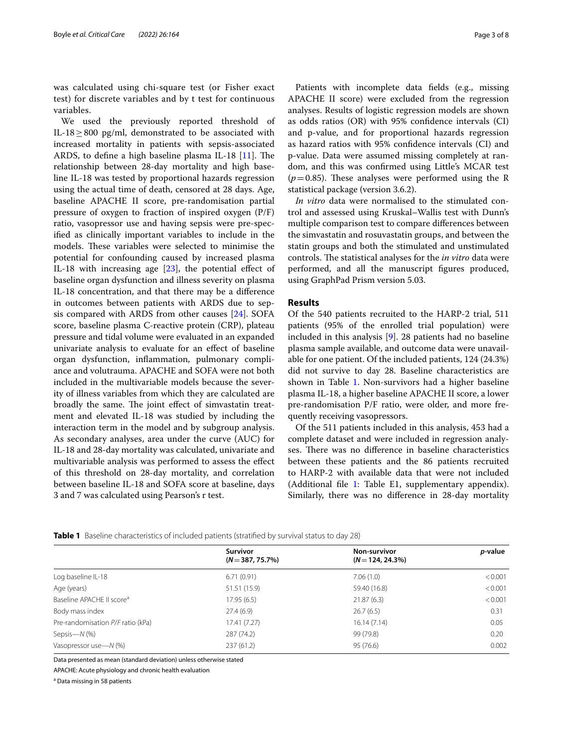was calculated using chi-square test (or Fisher exact test) for discrete variables and by t test for continuous variables.

We used the previously reported threshold of IL-18 ≥ 800 pg/ml, demonstrated to be associated with increased mortality in patients with sepsis-associated ARDS, to define a high baseline plasma IL-18 [11]. The relationship between 28-day mortality and high baseline IL-18 was tested by proportional hazards regression using the actual time of death, censored at 28 days. Age, baseline APACHE II score, pre-randomisation partial pressure of oxygen to fraction of inspired oxygen (P/F) ratio, vasopressor use and having sepsis were pre-specified as clinically important variables to include in the models. These variables were selected to minimise the potential for confounding caused by increased plasma IL-18 with increasing age [23], the potential effect of baseline organ dysfunction and illness severity on plasma IL-18 concentration, and that there may be a difference in outcomes between patients with ARDS due to sepsis compared with ARDS from other causes [24]. SOFA score, baseline plasma C-reactive protein (CRP), plateau pressure and tidal volume were evaluated in an expanded univariate analysis to evaluate for an effect of baseline organ dysfunction, inflammation, pulmonary compliance and volutrauma. APACHE and SOFA were not both included in the multivariable models because the severity of illness variables from which they are calculated are broadly the same. The joint effect of simvastatin treatment and elevated IL-18 was studied by including the interaction term in the model and by subgroup analysis. As secondary analyses, area under the curve (AUC) for IL-18 and 28-day mortality was calculated, univariate and multivariable analysis was performed to assess the effect of this threshold on 28-day mortality, and correlation between baseline IL-18 and SOFA score at baseline, days 3 and 7 was calculated using Pearson's r test.

Patients with incomplete data fields (e.g., missing APACHE II score) were excluded from the regression analyses. Results of logistic regression models are shown as odds ratios (OR) with 95% confidence intervals (CI) and p-value, and for proportional hazards regression as hazard ratios with 95% confidence intervals (CI) and p-value. Data were assumed missing completely at random, and this was confirmed using Little's MCAR test ($p = 0.85$). These analyses were performed using the R statistical package (version 3.6.2).

*In vitro* data were normalised to the stimulated control and assessed using Kruskal–Wallis test with Dunn's multiple comparison test to compare differences between the simvastatin and rosuvastatin groups, and between the statin groups and both the stimulated and unstimulated controls. The statistical analyses for the *in vitro* data were performed, and all the manuscript figures produced, using GraphPad Prism version 5.03.

## Results

Of the 540 patients recruited to the HARP-2 trial, 511 patients (95% of the enrolled trial population) were included in this analysis [9]. 28 patients had no baseline plasma sample available, and outcome data were unavailable for one patient. Of the included patients, 124 (24.3%) did not survive to day 28. Baseline characteristics are shown in Table 1. Non-survivors had a higher baseline plasma IL-18, a higher baseline APACHE II score, a lower pre-randomisation P/F ratio, were older, and more frequently receiving vasopressors.

Of the 511 patients included in this analysis, 453 had a complete dataset and were included in regression analyses. There was no difference in baseline characteristics between these patients and the 86 patients recruited to HARP-2 with available data that were not included (Additional file 1: Table E1, supplementary appendix). Similarly, there was no difference in 28-day mortality

**Table 1** Baseline characteristics of included patients (stratified by survival status to day 28)

| | Survivor ($N = 387$, 75.7%) | Non-survivor ($N = 124$, 24.3%) | *p*-value |
|---|---|---|---|
| Log baseline IL-18 | 6.71 (0.91) | 7.06 (1.0) | < 0.001 |
| Age (years) | 51.51 (15.9) | 59.40 (16.8) | < 0.001 |
| Baseline APACHE II score[a] | 17.95 (6.5) | 21.87 (6.3) | < 0.001 |
| Body mass index | 27.4 (6.9) | 26.7 (6.5) | 0.31 |
| Pre-randomisation *P/F* ratio (kPa) | 17.41 (7.27) | 16.14 (7.14) | 0.05 |
| Sepsis—*N* (%) | 287 (74.2) | 99 (79.8) | 0.20 |
| Vasopressor use—*N* (%) | 237 (61.2) | 95 (76.6) | 0.002 |

Data presented as mean (standard deviation) unless otherwise stated

APACHE: Acute physiology and chronic health evaluation

[a] Data missing in 58 patients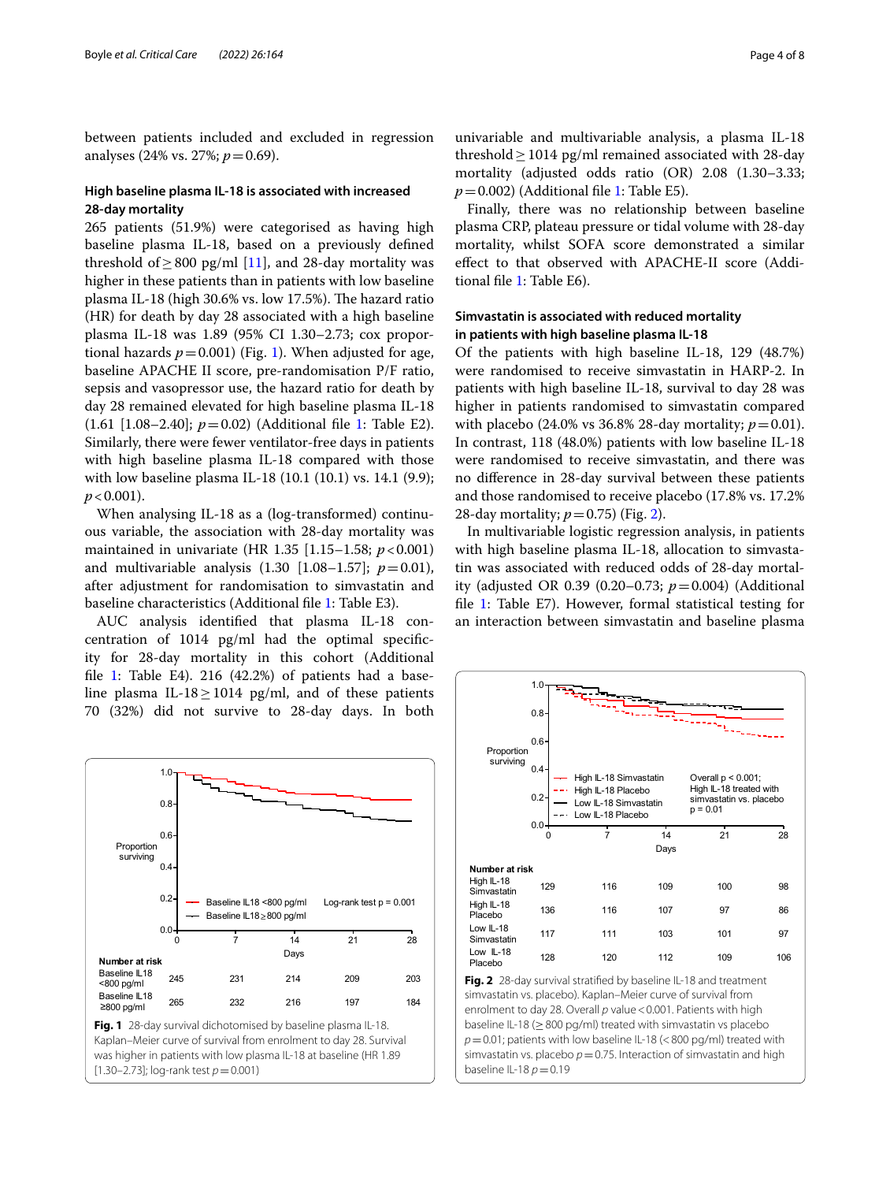between patients included and excluded in regression analyses (24% vs. 27%; $p = 0.69$).

### High baseline plasma IL-18 is associated with increased 28-day mortality

265 patients (51.9%) were categorised as having high baseline plasma IL-18, based on a previously defined threshold of ≥ 800 pg/ml [11], and 28-day mortality was higher in these patients than in patients with low baseline plasma IL-18 (high 30.6% vs. low 17.5%). The hazard ratio (HR) for death by day 28 associated with a high baseline plasma IL-18 was 1.89 (95% CI 1.30–2.73; cox proportional hazards $p = 0.001$) (Fig. 1). When adjusted for age, baseline APACHE II score, pre-randomisation P/F ratio, sepsis and vasopressor use, the hazard ratio for death by day 28 remained elevated for high baseline plasma IL-18 (1.61 [1.08–2.40]; $p = 0.02$) (Additional file 1: Table E2). Similarly, there were fewer ventilator-free days in patients with high baseline plasma IL-18 compared with those with low baseline plasma IL-18 (10.1 (10.1) vs. 14.1 (9.9); $p < 0.001$).

When analysing IL-18 as a (log-transformed) continuous variable, the association with 28-day mortality was maintained in univariate (HR 1.35 [1.15–1.58; $p < 0.001$) and multivariable analysis (1.30 [1.08–1.57]; $p = 0.01$), after adjustment for randomisation to simvastatin and baseline characteristics (Additional file 1: Table E3).

AUC analysis identified that plasma IL-18 concentration of 1014 pg/ml had the optimal specificity for 28-day mortality in this cohort (Additional file 1: Table E4). 216 (42.2%) of patients had a baseline plasma IL-18 ≥ 1014 pg/ml, and of these patients 70 (32%) did not survive to 28-day days. In both univariable and multivariable analysis, a plasma IL-18 threshold ≥ 1014 pg/ml remained associated with 28-day mortality (adjusted odds ratio (OR) 2.08 (1.30–3.33; $p = 0.002$) (Additional file 1: Table E5).

Finally, there was no relationship between baseline plasma CRP, plateau pressure or tidal volume with 28-day mortality, whilst SOFA score demonstrated a similar effect to that observed with APACHE-II score (Additional file 1: Table E6).

Fig. 1 28-day survival dichotomised by baseline plasma IL-18. Kaplan–Meier curve of survival from enrolment to day 28. Survival was higher in patients with low plasma IL-18 at baseline (HR 1.89 [1.30–2.73]; log-rank test $p = 0.001$)

### Simvastatin is associated with reduced mortality in patients with high baseline plasma IL-18

Of the patients with high baseline IL-18, 129 (48.7%) were randomised to receive simvastatin in HARP-2. In patients with high baseline IL-18, survival to day 28 was higher in patients randomised to simvastatin compared with placebo (24.0% vs 36.8% 28-day mortality; $p = 0.01$). In contrast, 118 (48.0%) patients with low baseline IL-18 were randomised to receive simvastatin, and there was no difference in 28-day survival between these patients and those randomised to receive placebo (17.8% vs. 17.2% 28-day mortality; $p = 0.75$) (Fig. 2).

In multivariable logistic regression analysis, in patients with high baseline plasma IL-18, allocation to simvastatin was associated with reduced odds of 28-day mortality (adjusted OR 0.39 (0.20–0.73; $p = 0.004$) (Additional file 1: Table E7). However, formal statistical testing for an interaction between simvastatin and baseline plasma

Fig. 2 28-day survival stratified by baseline IL-18 and treatment simvastatin vs. placebo). Kaplan–Meier curve of survival from enrolment to day 28. Overall $p$ value < 0.001. Patients with high baseline IL-18 (≥ 800 pg/ml) treated with simvastatin vs placebo $p = 0.01$; patients with low baseline IL-18 (< 800 pg/ml) treated with simvastatin vs. placebo $p = 0.75$. Interaction of simvastatin and high baseline IL-18 $p = 0.19$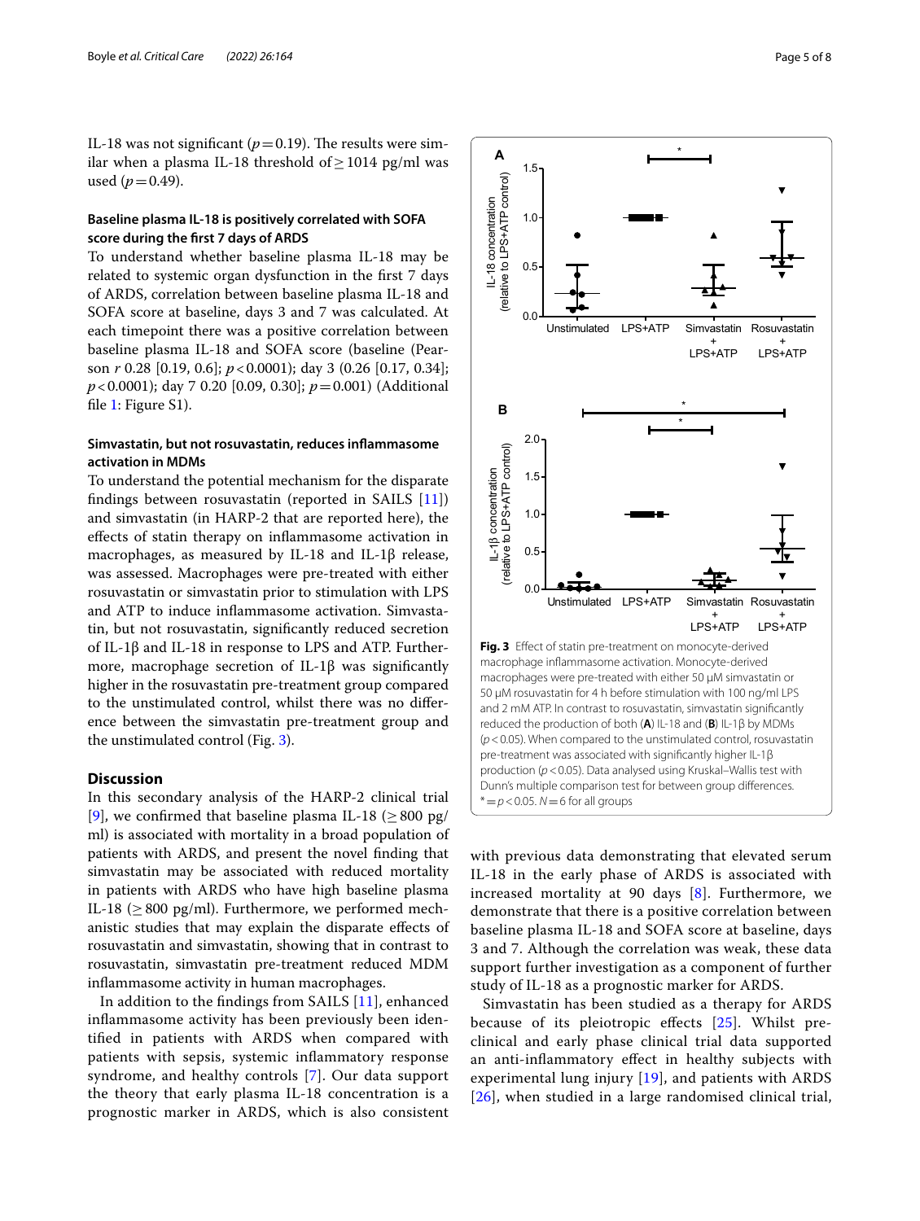IL-18 was not significant ($p = 0.19$). The results were similar when a plasma IL-18 threshold of ≥ 1014 pg/ml was used ($p = 0.49$).

### Baseline plasma IL-18 is positively correlated with SOFA score during the first 7 days of ARDS

To understand whether baseline plasma IL-18 may be related to systemic organ dysfunction in the first 7 days of ARDS, correlation between baseline plasma IL-18 and SOFA score at baseline, days 3 and 7 was calculated. At each timepoint there was a positive correlation between baseline plasma IL-18 and SOFA score (baseline (Pearson $r$ 0.28 [0.19, 0.6]; $p < 0.0001$); day 3 (0.26 [0.17, 0.34]; $p < 0.0001$); day 7 0.20 [0.09, 0.30]; $p = 0.001$) (Additional file 1: Figure S1).

### Simvastatin, but not rosuvastatin, reduces inflammasome activation in MDMs

To understand the potential mechanism for the disparate findings between rosuvastatin (reported in SAILS [11]) and simvastatin (in HARP-2 that are reported here), the effects of statin therapy on inflammasome activation in macrophages, as measured by IL-18 and IL-1β release, was assessed. Macrophages were pre-treated with either rosuvastatin or simvastatin prior to stimulation with LPS and ATP to induce inflammasome activation. Simvastatin, but not rosuvastatin, significantly reduced secretion of IL-1β and IL-18 in response to LPS and ATP. Furthermore, macrophage secretion of IL-1β was significantly higher in the rosuvastatin pre-treatment group compared to the unstimulated control, whilst there was no difference between the simvastatin pre-treatment group and the unstimulated control (Fig. 3).

**Fig. 3** Effect of statin pre-treatment on monocyte-derived macrophage inflammasome activation. Monocyte-derived macrophages were pre-treated with either 50 μM simvastatin or 50 μM rosuvastatin for 4 h before stimulation with 100 ng/ml LPS and 2 mM ATP. In contrast to rosuvastatin, simvastatin significantly reduced the production of both (**A**) IL-18 and (**B**) IL-1β by MDMs ($p < 0.05$). When compared to the unstimulated control, rosuvastatin pre-treatment was associated with significantly higher IL-1β production ($p < 0.05$). Data analysed using Kruskal–Wallis test with Dunn's multiple comparison test for between group differences. * = $p < 0.05$. $N = 6$ for all groups

## Discussion

In this secondary analysis of the HARP-2 clinical trial [9], we confirmed that baseline plasma IL-18 (≥ 800 pg/ml) is associated with mortality in a broad population of patients with ARDS, and present the novel finding that simvastatin may be associated with reduced mortality in patients with ARDS who have high baseline plasma IL-18 (≥ 800 pg/ml). Furthermore, we performed mechanistic studies that may explain the disparate effects of rosuvastatin and simvastatin, showing that in contrast to rosuvastatin, simvastatin pre-treatment reduced MDM inflammasome activity in human macrophages.

In addition to the findings from SAILS [11], enhanced inflammasome activity has been previously been identified in patients with ARDS when compared with patients with sepsis, systemic inflammatory response syndrome, and healthy controls [7]. Our data support the theory that early plasma IL-18 concentration is a prognostic marker in ARDS, which is also consistent with previous data demonstrating that elevated serum IL-18 in the early phase of ARDS is associated with increased mortality at 90 days [8]. Furthermore, we demonstrate that there is a positive correlation between baseline plasma IL-18 and SOFA score at baseline, days 3 and 7. Although the correlation was weak, these data support further investigation as a component of further study of IL-18 as a prognostic marker for ARDS.

Simvastatin has been studied as a therapy for ARDS because of its pleiotropic effects [25]. Whilst pre-clinical and early phase clinical trial data supported an anti-inflammatory effect in healthy subjects with experimental lung injury [19], and patients with ARDS [26], when studied in a large randomised clinical trial,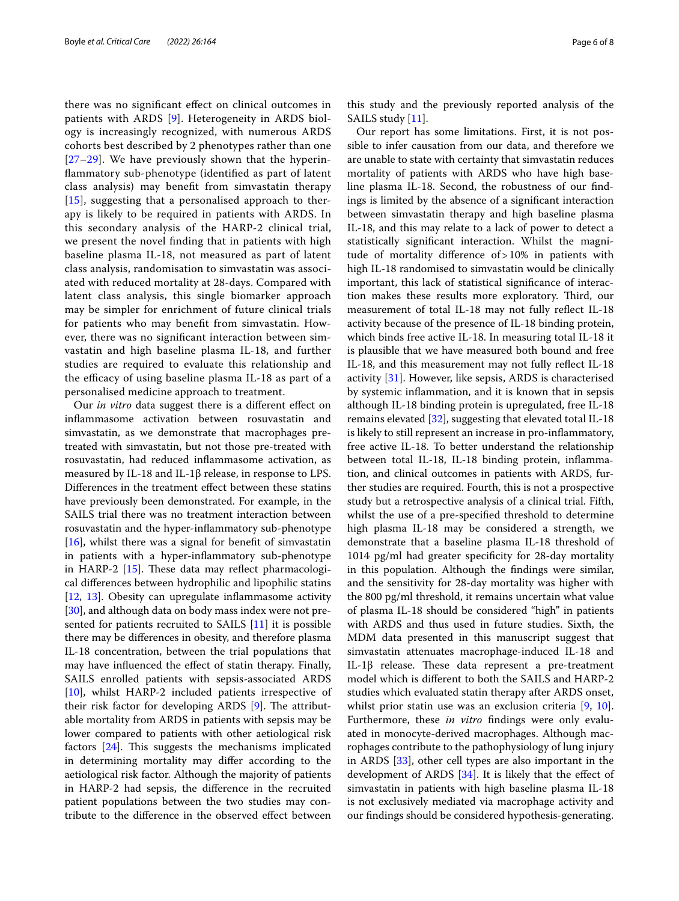there was no significant effect on clinical outcomes in patients with ARDS [9]. Heterogeneity in ARDS biology is increasingly recognized, with numerous ARDS cohorts best described by 2 phenotypes rather than one [27–29]. We have previously shown that the hyperinflammatory sub-phenotype (identified as part of latent class analysis) may benefit from simvastatin therapy [15], suggesting that a personalised approach to therapy is likely to be required in patients with ARDS. In this secondary analysis of the HARP-2 clinical trial, we present the novel finding that in patients with high baseline plasma IL-18, not measured as part of latent class analysis, randomisation to simvastatin was associated with reduced mortality at 28-days. Compared with latent class analysis, this single biomarker approach may be simpler for enrichment of future clinical trials for patients who may benefit from simvastatin. However, there was no significant interaction between simvastatin and high baseline plasma IL-18, and further studies are required to evaluate this relationship and the efficacy of using baseline plasma IL-18 as part of a personalised medicine approach to treatment.

Our *in vitro* data suggest there is a different effect on inflammasome activation between rosuvastatin and simvastatin, as we demonstrate that macrophages pretreated with simvastatin, but not those pre-treated with rosuvastatin, had reduced inflammasome activation, as measured by IL-18 and IL-1β release, in response to LPS. Differences in the treatment effect between these statins have previously been demonstrated. For example, in the SAILS trial there was no treatment interaction between rosuvastatin and the hyper-inflammatory sub-phenotype [16], whilst there was a signal for benefit of simvastatin in patients with a hyper-inflammatory sub-phenotype in HARP-2 [15]. These data may reflect pharmacological differences between hydrophilic and lipophilic statins [12, 13]. Obesity can upregulate inflammasome activity [30], and although data on body mass index were not presented for patients recruited to SAILS [11] it is possible there may be differences in obesity, and therefore plasma IL-18 concentration, between the trial populations that may have influenced the effect of statin therapy. Finally, SAILS enrolled patients with sepsis-associated ARDS [10], whilst HARP-2 included patients irrespective of their risk factor for developing ARDS [9]. The attributable mortality from ARDS in patients with sepsis may be lower compared to patients with other aetiological risk factors [24]. This suggests the mechanisms implicated in determining mortality may differ according to the aetiological risk factor. Although the majority of patients in HARP-2 had sepsis, the difference in the recruited patient populations between the two studies may contribute to the difference in the observed effect between this study and the previously reported analysis of the SAILS study [11].

Our report has some limitations. First, it is not possible to infer causation from our data, and therefore we are unable to state with certainty that simvastatin reduces mortality of patients with ARDS who have high baseline plasma IL-18. Second, the robustness of our findings is limited by the absence of a significant interaction between simvastatin therapy and high baseline plasma IL-18, and this may relate to a lack of power to detect a statistically significant interaction. Whilst the magnitude of mortality difference of > 10% in patients with high IL-18 randomised to simvastatin would be clinically important, this lack of statistical significance of interaction makes these results more exploratory. Third, our measurement of total IL-18 may not fully reflect IL-18 activity because of the presence of IL-18 binding protein, which binds free active IL-18. In measuring total IL-18 it is plausible that we have measured both bound and free IL-18, and this measurement may not fully reflect IL-18 activity [31]. However, like sepsis, ARDS is characterised by systemic inflammation, and it is known that in sepsis although IL-18 binding protein is upregulated, free IL-18 remains elevated [32], suggesting that elevated total IL-18 is likely to still represent an increase in pro-inflammatory, free active IL-18. To better understand the relationship between total IL-18, IL-18 binding protein, inflammation, and clinical outcomes in patients with ARDS, further studies are required. Fourth, this is not a prospective study but a retrospective analysis of a clinical trial. Fifth, whilst the use of a pre-specified threshold to determine high plasma IL-18 may be considered a strength, we demonstrate that a baseline plasma IL-18 threshold of 1014 pg/ml had greater specificity for 28-day mortality in this population. Although the findings were similar, and the sensitivity for 28-day mortality was higher with the 800 pg/ml threshold, it remains uncertain what value of plasma IL-18 should be considered "high" in patients with ARDS and thus used in future studies. Sixth, the MDM data presented in this manuscript suggest that simvastatin attenuates macrophage-induced IL-18 and IL-1β release. These data represent a pre-treatment model which is different to both the SAILS and HARP-2 studies which evaluated statin therapy after ARDS onset, whilst prior statin use was an exclusion criteria [9, 10]. Furthermore, these *in vitro* findings were only evaluated in monocyte-derived macrophages. Although macrophages contribute to the pathophysiology of lung injury in ARDS [33], other cell types are also important in the development of ARDS [34]. It is likely that the effect of simvastatin in patients with high baseline plasma IL-18 is not exclusively mediated via macrophage activity and our findings should be considered hypothesis-generating.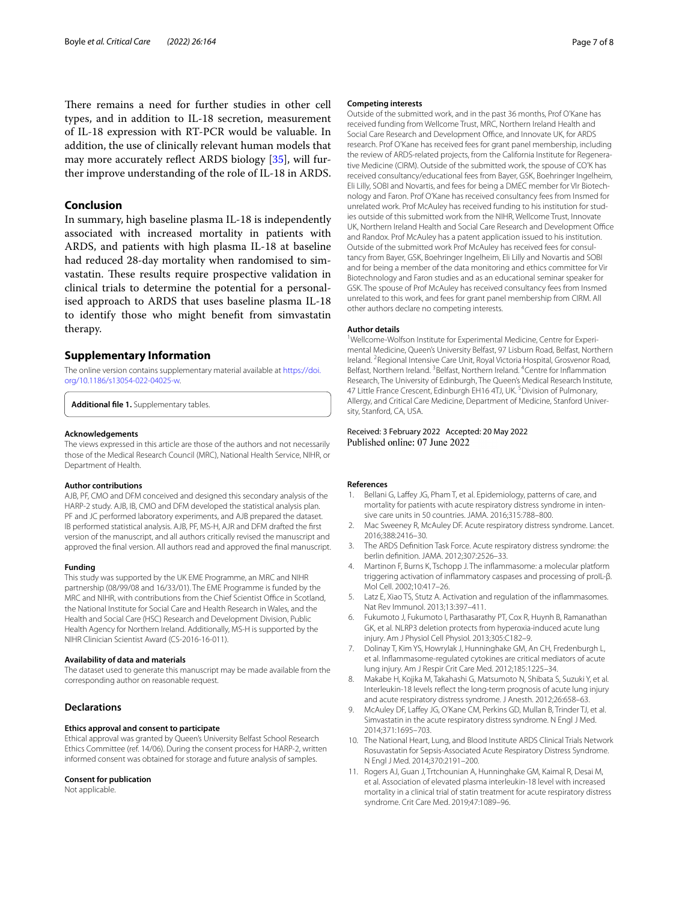There remains a need for further studies in other cell types, and in addition to IL-18 secretion, measurement of IL-18 expression with RT-PCR would be valuable. In addition, the use of clinically relevant human models that may more accurately reflect ARDS biology [35], will further improve understanding of the role of IL-18 in ARDS.

## Conclusion

In summary, high baseline plasma IL-18 is independently associated with increased mortality in patients with ARDS, and patients with high plasma IL-18 at baseline had reduced 28-day mortality when randomised to simvastatin. These results require prospective validation in clinical trials to determine the potential for a personalised approach to ARDS that uses baseline plasma IL-18 to identify those who might benefit from simvastatin therapy.

## Supplementary Information

The online version contains supplementary material available at https://doi.org/10.1186/s13054-022-04025-w.

**Additional file 1.** Supplementary tables.

#### Acknowledgements

The views expressed in this article are those of the authors and not necessarily those of the Medical Research Council (MRC), National Health Service, NIHR, or Department of Health.

#### Author contributions

AJB, PF, CMO and DFM conceived and designed this secondary analysis of the HARP-2 study. AJB, IB, CMO and DFM developed the statistical analysis plan. PF and JC performed laboratory experiments, and AJB prepared the dataset. IB performed statistical analysis. AJB, PF, MS-H, AJR and DFM drafted the first version of the manuscript, and all authors critically revised the manuscript and approved the final version. All authors read and approved the final manuscript.

#### Funding

This study was supported by the UK EME Programme, an MRC and NIHR partnership (08/99/08 and 16/33/01). The EME Programme is funded by the MRC and NIHR, with contributions from the Chief Scientist Office in Scotland, the National Institute for Social Care and Health Research in Wales, and the Health and Social Care (HSC) Research and Development Division, Public Health Agency for Northern Ireland. Additionally, MS-H is supported by the NIHR Clinician Scientist Award (CS-2016-16-011).

#### Availability of data and materials

The dataset used to generate this manuscript may be made available from the corresponding author on reasonable request.

## Declarations

#### Ethics approval and consent to participate

Ethical approval was granted by Queen's University Belfast School Research Ethics Committee (ref. 14/06). During the consent process for HARP-2, written informed consent was obtained for storage and future analysis of samples.

#### Consent for publication

Not applicable.

#### Competing interests

Outside of the submitted work, and in the past 36 months, Prof O'Kane has received funding from Wellcome Trust, MRC, Northern Ireland Health and Social Care Research and Development Office, and Innovate UK, for ARDS research. Prof O'Kane has received fees for grant panel membership, including the review of ARDS-related projects, from the California Institute for Regenerative Medicine (CIRM). Outside of the submitted work, the spouse of CO'K has received consultancy/educational fees from Bayer, GSK, Boehringer Ingelheim, Eli Lilly, SOBI and Novartis, and fees for being a DMEC member for VIr Biotechnology and Faron. Prof O'Kane has received consultancy fees from Insmed for unrelated work. Prof McAuley has received funding to his institution for studies outside of this submitted work from the NIHR, Wellcome Trust, Innovate UK, Northern Ireland Health and Social Care Research and Development Office and Randox. Prof McAuley has a patent application issued to his institution. Outside of the submitted work Prof McAuley has received fees for consultancy from Bayer, GSK, Boehringer Ingelheim, Eli Lilly and Novartis and SOBI and for being a member of the data monitoring and ethics committee for Vir Biotechnology and Faron studies and as an educational seminar speaker for GSK. The spouse of Prof McAuley has received consultancy fees from Insmed unrelated to this work, and fees for grant panel membership from CIRM. All other authors declare no competing interests.

#### Author details

[1]Wellcome-Wolfson Institute for Experimental Medicine, Centre for Experimental Medicine, Queen's University Belfast, 97 Lisburn Road, Belfast, Northern Ireland. [2]Regional Intensive Care Unit, Royal Victoria Hospital, Grosvenor Road, Belfast, Northern Ireland. [3]Belfast, Northern Ireland. [4]Centre for Inflammation Research, The University of Edinburgh, The Queen's Medical Research Institute, 47 Little France Crescent, Edinburgh EH16 4TJ, UK. [5]Division of Pulmonary, Allergy, and Critical Care Medicine, Department of Medicine, Stanford University, Stanford, CA, USA.

Received: 3 February 2022 Accepted: 20 May 2022
Published online: 07 June 2022

#### References

1. Bellani G, Laffey JG, Pham T, et al. Epidemiology, patterns of care, and mortality for patients with acute respiratory distress syndrome in intensive care units in 50 countries. JAMA. 2016;315:788–800.
2. Mac Sweeney R, McAuley DF. Acute respiratory distress syndrome. Lancet. 2016;388:2416–30.
3. The ARDS Definition Task Force. Acute respiratory distress syndrome: the berlin definition. JAMA. 2012;307:2526–33.
4. Martinon F, Burns K, Tschopp J. The inflammasome: a molecular platform triggering activation of inflammatory caspases and processing of proIL-β. Mol Cell. 2002;10:417–26.
5. Latz E, Xiao TS, Stutz A. Activation and regulation of the inflammasomes. Nat Rev Immunol. 2013;13:397–411.
6. Fukumoto J, Fukumoto I, Parthasarathy PT, Cox R, Huynh B, Ramanathan GK, et al. NLRP3 deletion protects from hyperoxia-induced acute lung injury. Am J Physiol Cell Physiol. 2013;305:C182–9.
7. Dolinay T, Kim YS, Howrylak J, Hunninghake GM, An CH, Fredenburgh L, et al. Inflammasome-regulated cytokines are critical mediators of acute lung injury. Am J Respir Crit Care Med. 2012;185:1225–34.
8. Makabe H, Kojika M, Takahashi G, Matsumoto N, Shibata S, Suzuki Y, et al. Interleukin-18 levels reflect the long-term prognosis of acute lung injury and acute respiratory distress syndrome. J Anesth. 2012;26:658–63.
9. McAuley DF, Laffey JG, O'Kane CM, Perkins GD, Mullan B, Trinder TJ, et al. Simvastatin in the acute respiratory distress syndrome. N Engl J Med. 2014;371:1695–703.
10. The National Heart, Lung, and Blood Institute ARDS Clinical Trials Network Rosuvastatin for Sepsis-Associated Acute Respiratory Distress Syndrome. N Engl J Med. 2014;370:2191–200.
11. Rogers AJ, Guan J, Trtchounian A, Hunninghake GM, Kaimal R, Desai M, et al. Association of elevated plasma interleukin-18 level with increased mortality in a clinical trial of statin treatment for acute respiratory distress syndrome. Crit Care Med. 2019;47:1089–96.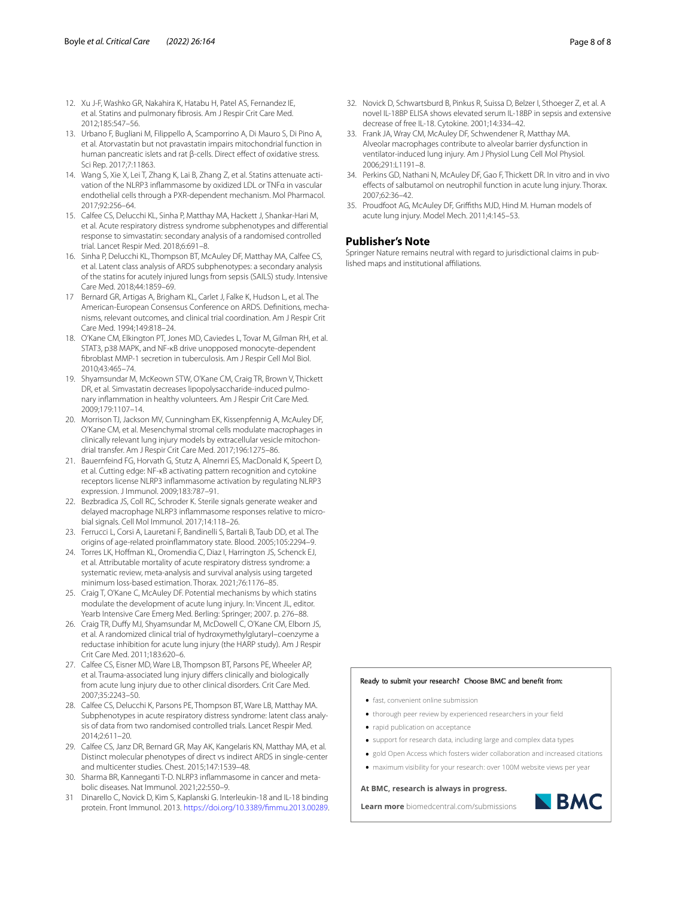12. Xu J-F, Washko GR, Nakahira K, Hatabu H, Patel AS, Fernandez IE, et al. Statins and pulmonary fibrosis. Am J Respir Crit Care Med. 2012;185:547–56.
13. Urbano F, Bugliani M, Filippello A, Scamporrino A, Di Mauro S, Di Pino A, et al. Atorvastatin but not pravastatin impairs mitochondrial function in human pancreatic islets and rat β-cells. Direct effect of oxidative stress. Sci Rep. 2017;7:11863.
14. Wang S, Xie X, Lei T, Zhang K, Lai B, Zhang Z, et al. Statins attenuate activation of the NLRP3 inflammasome by oxidized LDL or TNFα in vascular endothelial cells through a PXR-dependent mechanism. Mol Pharmacol. 2017;92:256–64.
15. Calfee CS, Delucchi KL, Sinha P, Matthay MA, Hackett J, Shankar-Hari M, et al. Acute respiratory distress syndrome subphenotypes and differential response to simvastatin: secondary analysis of a randomised controlled trial. Lancet Respir Med. 2018;6:691–8.
16. Sinha P, Delucchi KL, Thompson BT, McAuley DF, Matthay MA, Calfee CS, et al. Latent class analysis of ARDS subphenotypes: a secondary analysis of the statins for acutely injured lungs from sepsis (SAILS) study. Intensive Care Med. 2018;44:1859–69.
17. Bernard GR, Artigas A, Brigham KL, Carlet J, Falke K, Hudson L, et al. The American-European Consensus Conference on ARDS. Definitions, mechanisms, relevant outcomes, and clinical trial coordination. Am J Respir Crit Care Med. 1994;149:818–24.
18. O'Kane CM, Elkington PT, Jones MD, Caviedes L, Tovar M, Gilman RH, et al. STAT3, p38 MAPK, and NF-κB drive unopposed monocyte-dependent fibroblast MMP-1 secretion in tuberculosis. Am J Respir Cell Mol Biol. 2010;43:465–74.
19. Shyamsundar M, McKeown STW, O'Kane CM, Craig TR, Brown V, Thickett DR, et al. Simvastatin decreases lipopolysaccharide-induced pulmonary inflammation in healthy volunteers. Am J Respir Crit Care Med. 2009;179:1107–14.
20. Morrison TJ, Jackson MV, Cunningham EK, Kissenpfennig A, McAuley DF, O'Kane CM, et al. Mesenchymal stromal cells modulate macrophages in clinically relevant lung injury models by extracellular vesicle mitochondrial transfer. Am J Respir Crit Care Med. 2017;196:1275–86.
21. Bauernfeind FG, Horvath G, Stutz A, Alnemri ES, MacDonald K, Speert D, et al. Cutting edge: NF-κB activating pattern recognition and cytokine receptors license NLRP3 inflammasome activation by regulating NLRP3 expression. J Immunol. 2009;183:787–91.
22. Bezbradica JS, Coll RC, Schroder K. Sterile signals generate weaker and delayed macrophage NLRP3 inflammasome responses relative to microbial signals. Cell Mol Immunol. 2017;14:118–26.
23. Ferrucci L, Corsi A, Lauretani F, Bandinelli S, Bartali B, Taub DD, et al. The origins of age-related proinflammatory state. Blood. 2005;105:2294–9.
24. Torres LK, Hoffman KL, Oromendia C, Diaz I, Harrington JS, Schenck EJ, et al. Attributable mortality of acute respiratory distress syndrome: a systematic review, meta-analysis and survival analysis using targeted minimum loss-based estimation. Thorax. 2021;76:1176–85.
25. Craig T, O'Kane C, McAuley DF. Potential mechanisms by which statins modulate the development of acute lung injury. In: Vincent JL, editor. Yearb Intensive Care Emerg Med. Berlin: Springer; 2007. p. 276–88.
26. Craig TR, Duffy MJ, Shyamsundar M, McDowell C, O'Kane CM, Elborn JS, et al. A randomized clinical trial of hydroxymethylglutaryl–coenzyme a reductase inhibition for acute lung injury (the HARP study). Am J Respir Crit Care Med. 2011;183:620–6.
27. Calfee CS, Eisner MD, Ware LB, Thompson BT, Parsons PE, Wheeler AP, et al. Trauma-associated lung injury differs clinically and biologically from acute lung injury due to other clinical disorders. Crit Care Med. 2007;35:2243–50.
28. Calfee CS, Delucchi K, Parsons PE, Thompson BT, Ware LB, Matthay MA. Subphenotypes in acute respiratory distress syndrome: latent class analysis of data from two randomised controlled trials. Lancet Respir Med. 2014;2:611–20.
29. Calfee CS, Janz DR, Bernard GR, May AK, Kangelaris KN, Matthay MA, et al. Distinct molecular phenotypes of direct vs indirect ARDS in single-center and multicenter studies. Chest. 2015;147:1539–48.
30. Sharma BR, Kanneganti T-D. NLRP3 inflammasome in cancer and metabolic diseases. Nat Immunol. 2021;22:550–9.
31. Dinarello C, Novick D, Kim S, Kaplanski G. Interleukin-18 and IL-18 binding protein. Front Immunol. 2013. https://doi.org/10.3389/fimmu.2013.00289.
32. Novick D, Schwartsburd B, Pinkus R, Suissa D, Belzer I, Sthoeger Z, et al. A novel IL-18BP ELISA shows elevated serum IL-18BP in sepsis and extensive decrease of free IL-18. Cytokine. 2001;14:334–42.
33. Frank JA, Wray CM, McAuley DF, Schwendener R, Matthay MA. Alveolar macrophages contribute to alveolar barrier dysfunction in ventilator-induced lung injury. Am J Physiol Lung Cell Mol Physiol. 2006;291:L1191–8.
34. Perkins GD, Nathani N, McAuley DF, Gao F, Thickett DR. In vitro and in vivo effects of salbutamol on neutrophil function in acute lung injury. Thorax. 2007;62:36–42.
35. Proudfoot AG, McAuley DF, Griffiths MJD, Hind M. Human models of acute lung injury. Model Mech. 2011;4:145–53.

## Publisher's Note

Springer Nature remains neutral with regard to jurisdictional claims in published maps and institutional affiliations.

Ready to submit your research? Choose BMC and benefit from:

- fast, convenient online submission
- thorough peer review by experienced researchers in your field
- rapid publication on acceptance
- support for research data, including large and complex data types
- gold Open Access which fosters wider collaboration and increased citations
- maximum visibility for your research: over 100M website views per year

**At BMC, research is always in progress.**

**Learn more** biomedcentral.com/submissions

BMC